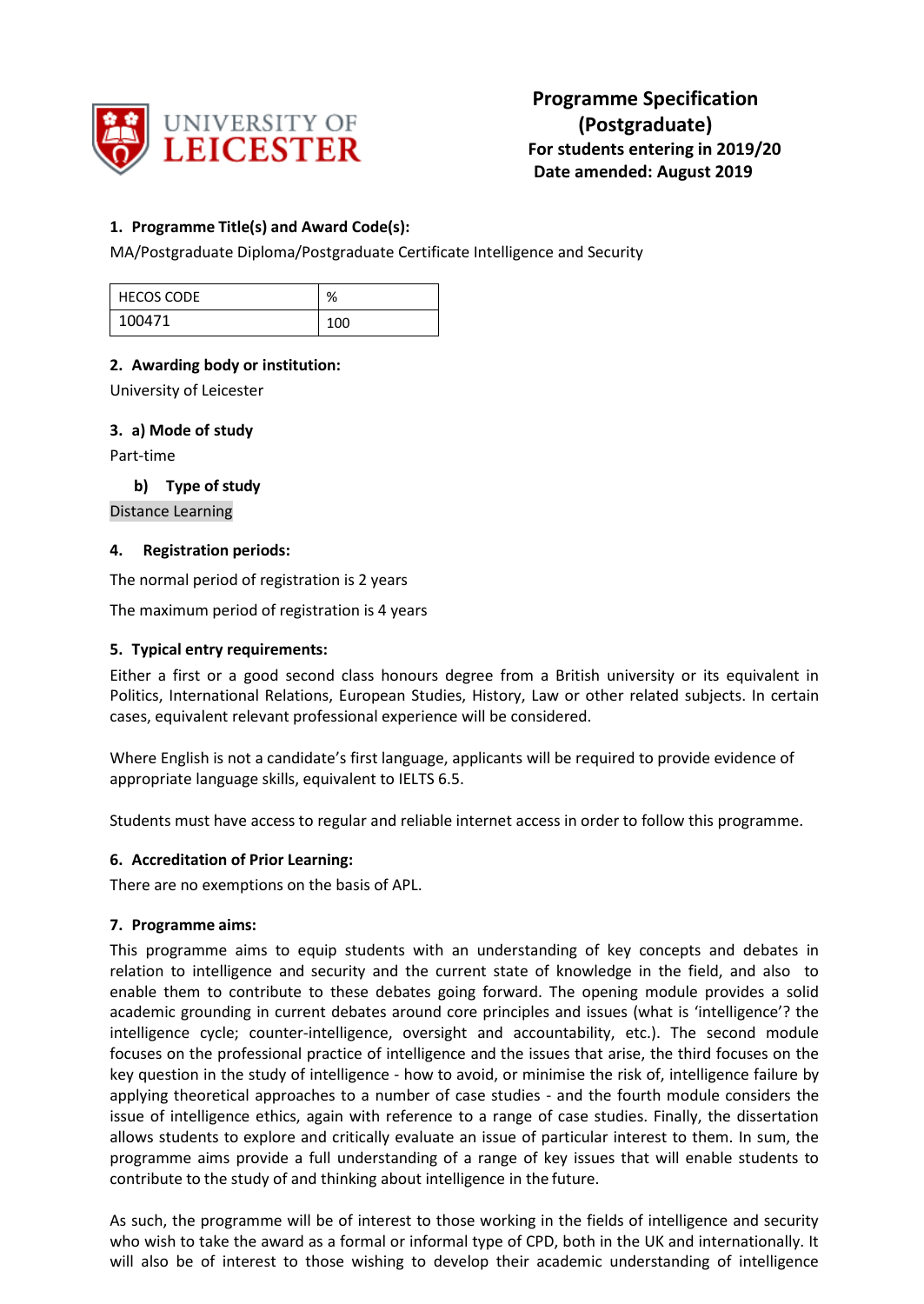UNIVERSITY OF LEICESTER

# Programme Specification (Postgraduate)

**For students entering in 2019/20**

**Date amended: August 2019**

## 1. Programme Title(s) and Award Code(s):

MA/Postgraduate Diploma/Postgraduate Certificate Intelligence and Security

| HECOS CODE | % |
|---|---|
| 100471 | 100 |

## 2. Awarding body or institution:

University of Leicester

## 3. a) Mode of study

Part-time

### b) Type of study

Distance Learning

## 4. Registration periods:

The normal period of registration is 2 years

The maximum period of registration is 4 years

## 5. Typical entry requirements:

Either a first or a good second class honours degree from a British university or its equivalent in Politics, International Relations, European Studies, History, Law or other related subjects. In certain cases, equivalent relevant professional experience will be considered.

Where English is not a candidate's first language, applicants will be required to provide evidence of appropriate language skills, equivalent to IELTS 6.5.

Students must have access to regular and reliable internet access in order to follow this programme.

## 6. Accreditation of Prior Learning:

There are no exemptions on the basis of APL.

## 7. Programme aims:

This programme aims to equip students with an understanding of key concepts and debates in relation to intelligence and security and the current state of knowledge in the field, and also to enable them to contribute to these debates going forward. The opening module provides a solid academic grounding in current debates around core principles and issues (what is 'intelligence'? the intelligence cycle; counter-intelligence, oversight and accountability, etc.). The second module focuses on the professional practice of intelligence and the issues that arise, the third focuses on the key question in the study of intelligence - how to avoid, or minimise the risk of, intelligence failure by applying theoretical approaches to a number of case studies - and the fourth module considers the issue of intelligence ethics, again with reference to a range of case studies. Finally, the dissertation allows students to explore and critically evaluate an issue of particular interest to them. In sum, the programme aims provide a full understanding of a range of key issues that will enable students to contribute to the study of and thinking about intelligence in the future.

As such, the programme will be of interest to those working in the fields of intelligence and security who wish to take the award as a formal or informal type of CPD, both in the UK and internationally. It will also be of interest to those wishing to develop their academic understanding of intelligence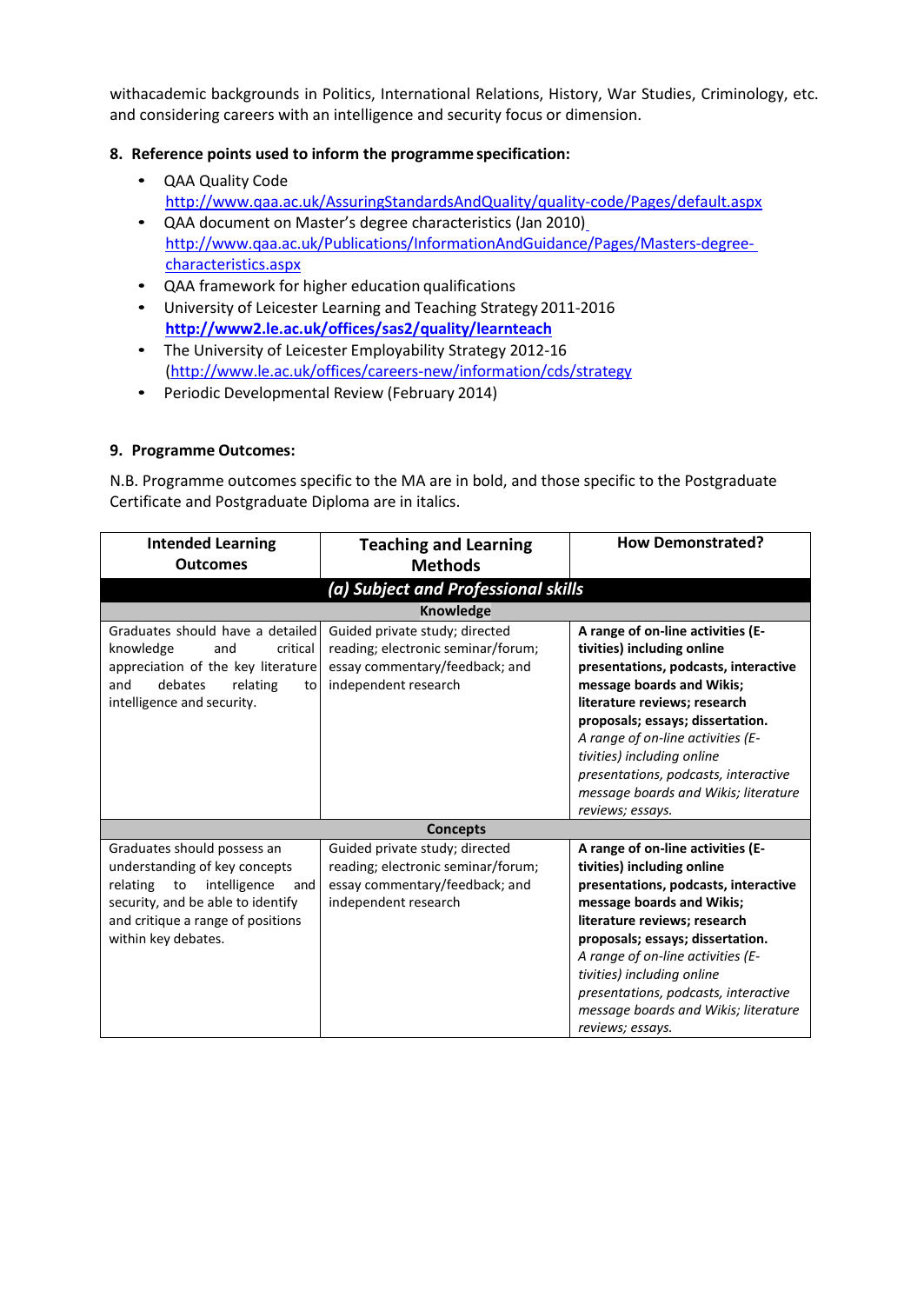withacademic backgrounds in Politics, International Relations, History, War Studies, Criminology, etc. and considering careers with an intelligence and security focus or dimension.

## 8. Reference points used to inform the programme specification:

- QAA Quality Code
  http://www.qaa.ac.uk/AssuringStandardsAndQuality/quality-code/Pages/default.aspx
- QAA document on Master's degree characteristics (Jan 2010)
  http://www.qaa.ac.uk/Publications/InformationAndGuidance/Pages/Masters-degree-characteristics.aspx
- QAA framework for higher education qualifications
- University of Leicester Learning and Teaching Strategy 2011-2016
  **http://www2.le.ac.uk/offices/sas2/quality/learnteach**
- The University of Leicester Employability Strategy 2012-16
  (http://www.le.ac.uk/offices/careers-new/information/cds/strategy
- Periodic Developmental Review (February 2014)

## 9. Programme Outcomes:

N.B. Programme outcomes specific to the MA are in bold, and those specific to the Postgraduate Certificate and Postgraduate Diploma are in italics.

| Intended Learning Outcomes | Teaching and Learning Methods | How Demonstrated? |
|---|---|---|
| | ***(a) Subject and Professional skills*** | |
| | **Knowledge** | |
| Graduates should have a detailed knowledge and critical appreciation of the key literature and debates relating to intelligence and security. | Guided private study; directed reading; electronic seminar/forum; essay commentary/feedback; and independent research | **A range of on-line activities (E-tivities) including online presentations, podcasts, interactive message boards and Wikis; literature reviews; research proposals; essays; dissertation.** *A range of on-line activities (E-tivities) including online presentations, podcasts, interactive message boards and Wikis; literature reviews; essays.* |
| | **Concepts** | |
| Graduates should possess an understanding of key concepts relating to intelligence and security, and be able to identify and critique a range of positions within key debates. | Guided private study; directed reading; electronic seminar/forum; essay commentary/feedback; and independent research | **A range of on-line activities (E-tivities) including online presentations, podcasts, interactive message boards and Wikis; literature reviews; research proposals; essays; dissertation.** *A range of on-line activities (E-tivities) including online presentations, podcasts, interactive message boards and Wikis; literature reviews; essays.* |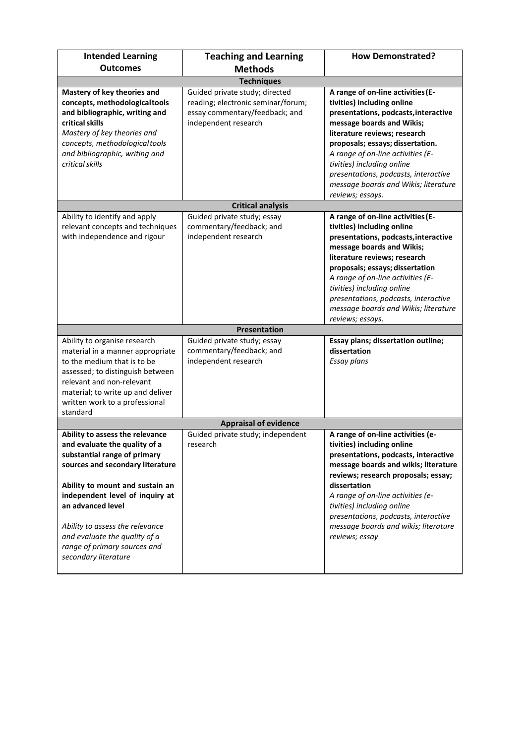| Intended Learning Outcomes | Teaching and Learning Methods | How Demonstrated? |
|---|---|---|
| **Techniques** | | |
| **Mastery of key theories and concepts, methodological tools and bibliographic, writing and critical skills** *Mastery of key theories and concepts, methodological tools and bibliographic, writing and critical skills* | Guided private study; directed reading; electronic seminar/forum; essay commentary/feedback; and independent research | **A range of on-line activities (E-tivities) including online presentations, podcasts, interactive message boards and Wikis; literature reviews; research proposals; essays; dissertation.** *A range of on-line activities (E-tivities) including online presentations, podcasts, interactive message boards and Wikis; literature reviews; essays.* |
| **Critical analysis** | | |
| Ability to identify and apply relevant concepts and techniques with independence and rigour | Guided private study; essay commentary/feedback; and independent research | **A range of on-line activities (E-tivities) including online presentations, podcasts, interactive message boards and Wikis; literature reviews; research proposals; essays; dissertation** *A range of on-line activities (E-tivities) including online presentations, podcasts, interactive message boards and Wikis; literature reviews; essays.* |
| **Presentation** | | |
| Ability to organise research material in a manner appropriate to the medium that is to be assessed; to distinguish between relevant and non-relevant material; to write up and deliver written work to a professional standard | Guided private study; essay commentary/feedback; and independent research | **Essay plans; dissertation outline; dissertation** *Essay plans* |
| **Appraisal of evidence** | | |
| **Ability to assess the relevance and evaluate the quality of a substantial range of primary sources and secondary literature** **Ability to mount and sustain an independent level of inquiry at an advanced level** *Ability to assess the relevance and evaluate the quality of a range of primary sources and secondary literature* | Guided private study; independent research | **A range of on-line activities (e-tivities) including online presentations, podcasts, interactive message boards and wikis; literature reviews; research proposals; essay; dissertation** *A range of on-line activities (e-tivities) including online presentations, podcasts, interactive message boards and wikis; literature reviews; essay* |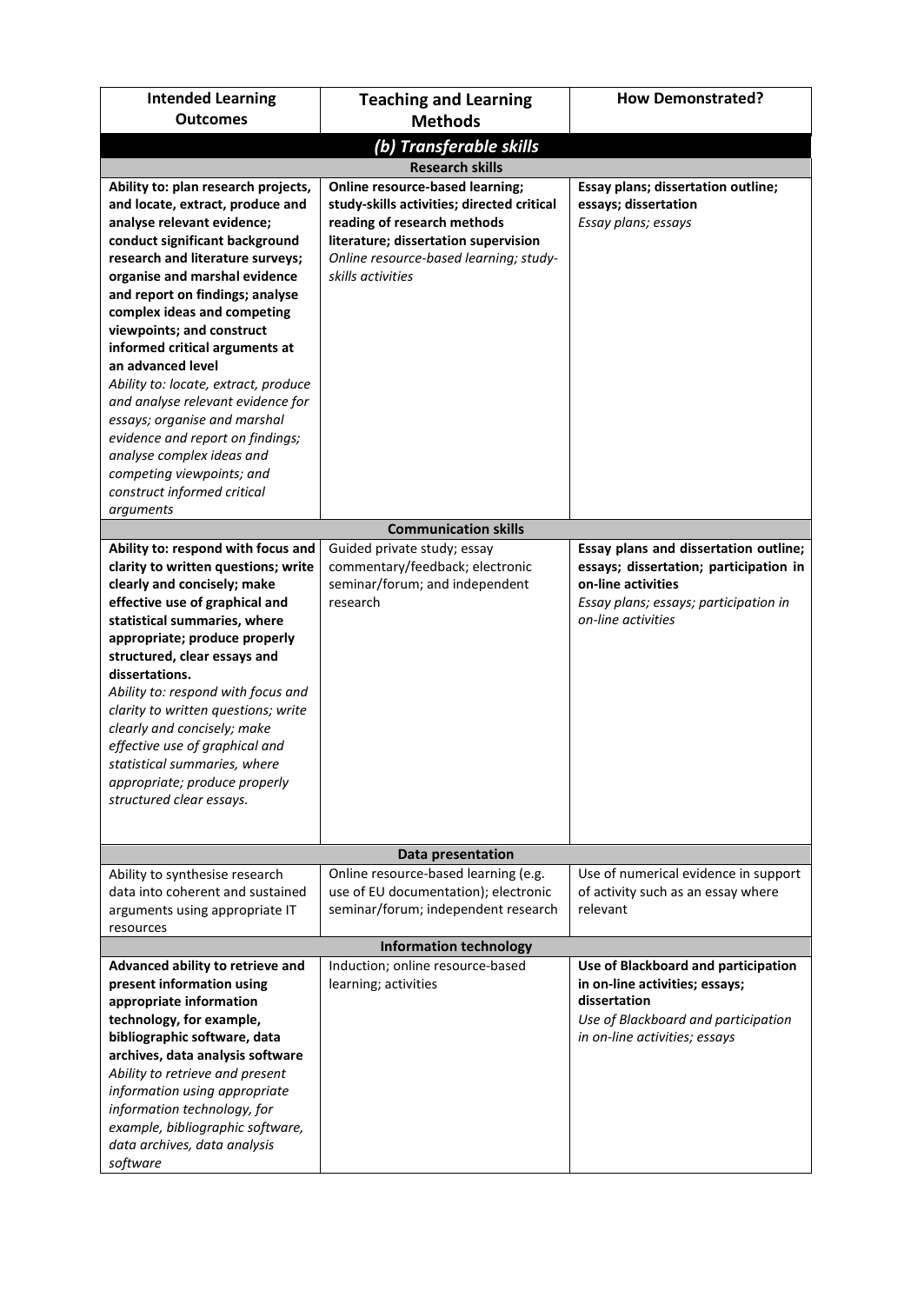| Intended Learning Outcomes | Teaching and Learning Methods | How Demonstrated? |
|---|---|---|
| ***(b) Transferable skills*** | | |
| **Research skills** | | |
| **Ability to: plan research projects, and locate, extract, produce and analyse relevant evidence; conduct significant background research and literature surveys; organise and marshal evidence and report on findings; analyse complex ideas and competing viewpoints; and construct informed critical arguments at an advanced level**<br>*Ability to: locate, extract, produce and analyse relevant evidence for essays; organise and marshal evidence and report on findings; analyse complex ideas and competing viewpoints; and construct informed critical arguments* | **Online resource-based learning; study-skills activities; directed critical reading of research methods literature; dissertation supervision**<br>*Online resource-based learning; study-skills activities* | **Essay plans; dissertation outline; essays; dissertation**<br>*Essay plans; essays* |
| **Communication skills** | | |
| **Ability to: respond with focus and clarity to written questions; write clearly and concisely; make effective use of graphical and statistical summaries, where appropriate; produce properly structured, clear essays and dissertations.**<br>*Ability to: respond with focus and clarity to written questions; write clearly and concisely; make effective use of graphical and statistical summaries, where appropriate; produce properly structured clear essays.* | Guided private study; essay commentary/feedback; electronic seminar/forum; and independent research | **Essay plans and dissertation outline; essays; dissertation; participation in on-line activities**<br>*Essay plans; essays; participation in on-line activities* |
| **Data presentation** | | |
| Ability to synthesise research data into coherent and sustained arguments using appropriate IT resources | Online resource-based learning (e.g. use of EU documentation); electronic seminar/forum; independent research | Use of numerical evidence in support of activity such as an essay where relevant |
| **Information technology** | | |
| **Advanced ability to retrieve and present information using appropriate information technology, for example, bibliographic software, data archives, data analysis software**<br>*Ability to retrieve and present information using appropriate information technology, for example, bibliographic software, data archives, data analysis software* | Induction; online resource-based learning; activities | **Use of Blackboard and participation in on-line activities; essays; dissertation**<br>*Use of Blackboard and participation in on-line activities; essays* |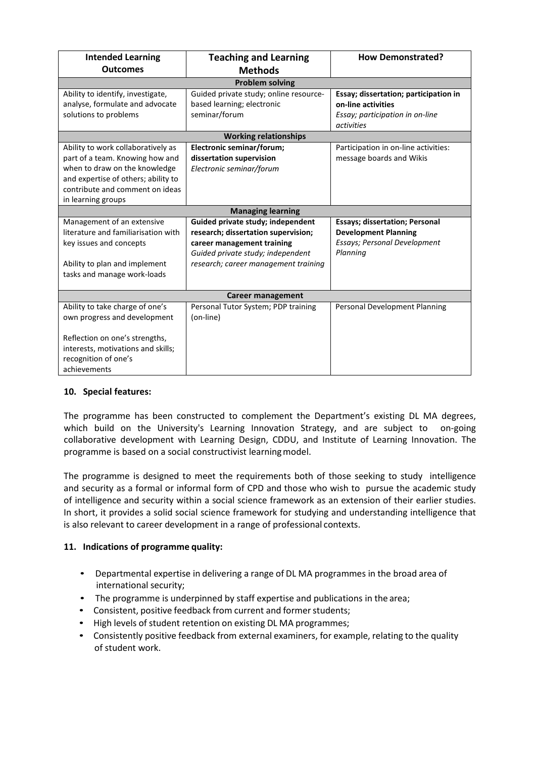| Intended Learning Outcomes | Teaching and Learning Methods | How Demonstrated? |
|---|---|---|
| **Problem solving** | | |
| Ability to identify, investigate, analyse, formulate and advocate solutions to problems | Guided private study; online resource-based learning; electronic seminar/forum | **Essay; dissertation; participation in on-line activities** *Essay; participation in on-line activities* |
| **Working relationships** | | |
| Ability to work collaboratively as part of a team. Knowing how and when to draw on the knowledge and expertise of others; ability to contribute and comment on ideas in learning groups | **Electronic seminar/forum; dissertation supervision** *Electronic seminar/forum* | Participation in on-line activities: message boards and Wikis |
| **Managing learning** | | |
| Management of an extensive literature and familiarisation with key issues and concepts<br><br>Ability to plan and implement tasks and manage work-loads | **Guided private study; independent research; dissertation supervision; career management training** *Guided private study; independent research; career management training* | **Essays; dissertation; Personal Development Planning** *Essays; Personal Development Planning* |
| **Career management** | | |
| Ability to take charge of one's own progress and development<br><br>Reflection on one's strengths, interests, motivations and skills; recognition of one's achievements | Personal Tutor System; PDP training (on-line) | Personal Development Planning |

### 10. Special features:

The programme has been constructed to complement the Department's existing DL MA degrees, which build on the University's Learning Innovation Strategy, and are subject to on-going collaborative development with Learning Design, CDDU, and Institute of Learning Innovation. The programme is based on a social constructivist learning model.

The programme is designed to meet the requirements both of those seeking to study intelligence and security as a formal or informal form of CPD and those who wish to pursue the academic study of intelligence and security within a social science framework as an extension of their earlier studies. In short, it provides a solid social science framework for studying and understanding intelligence that is also relevant to career development in a range of professional contexts.

### 11. Indications of programme quality:

- Departmental expertise in delivering a range of DL MA programmes in the broad area of international security;
- The programme is underpinned by staff expertise and publications in the area;
- Consistent, positive feedback from current and former students;
- High levels of student retention on existing DL MA programmes;
- Consistently positive feedback from external examiners, for example, relating to the quality of student work.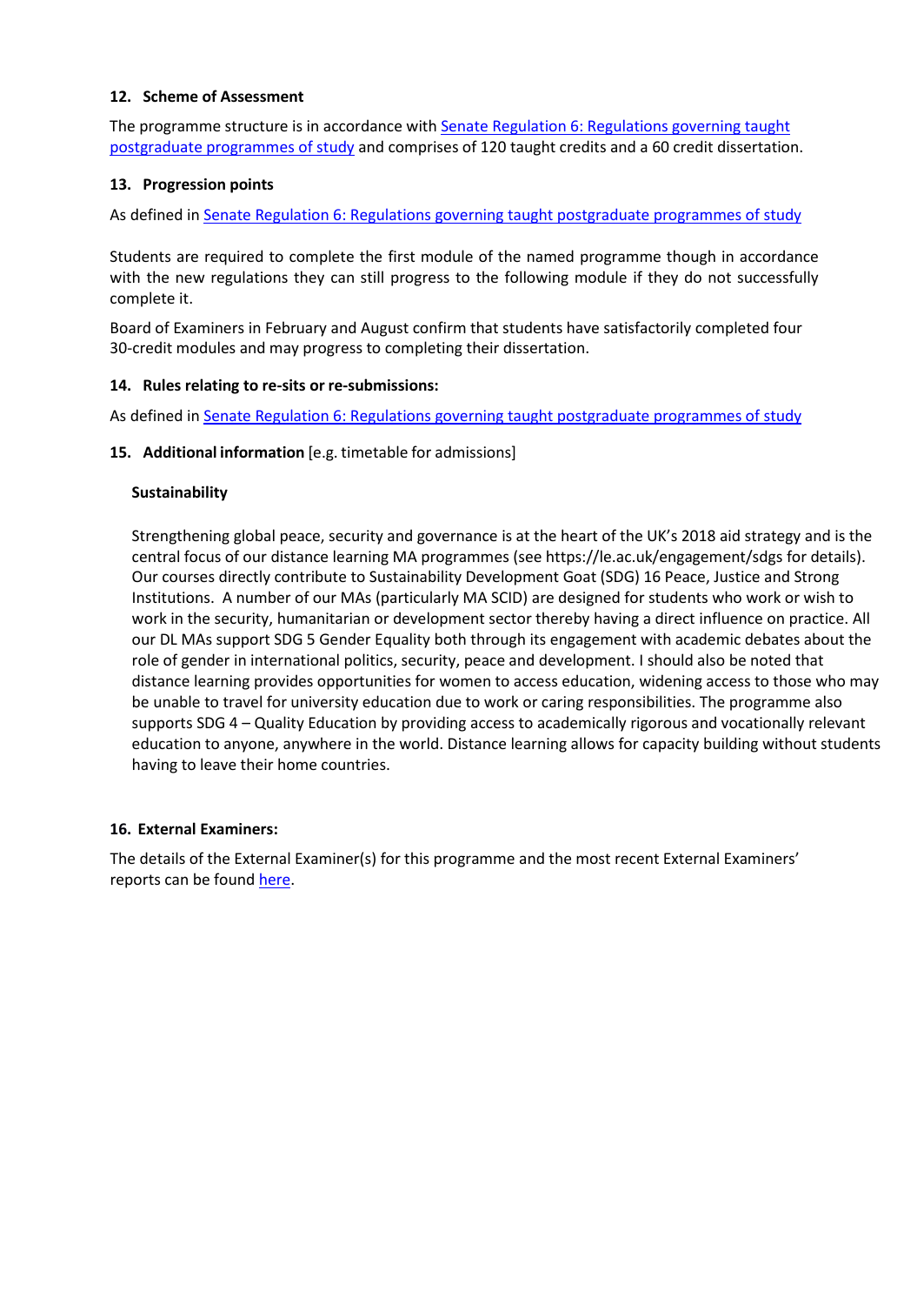## 12. Scheme of Assessment

The programme structure is in accordance with [Senate Regulation 6: Regulations governing taught postgraduate programmes of study] and comprises of 120 taught credits and a 60 credit dissertation.

## 13. Progression points

As defined in [Senate Regulation 6: Regulations governing taught postgraduate programmes of study]

Students are required to complete the first module of the named programme though in accordance with the new regulations they can still progress to the following module if they do not successfully complete it.

Board of Examiners in February and August confirm that students have satisfactorily completed four 30-credit modules and may progress to completing their dissertation.

## 14. Rules relating to re-sits or re-submissions:

As defined in [Senate Regulation 6: Regulations governing taught postgraduate programmes of study]

## 15. Additional information [e.g. timetable for admissions]

### Sustainability

Strengthening global peace, security and governance is at the heart of the UK's 2018 aid strategy and is the central focus of our distance learning MA programmes (see https://le.ac.uk/engagement/sdgs for details). Our courses directly contribute to Sustainability Development Goat (SDG) 16 Peace, Justice and Strong Institutions. A number of our MAs (particularly MA SCID) are designed for students who work or wish to work in the security, humanitarian or development sector thereby having a direct influence on practice. All our DL MAs support SDG 5 Gender Equality both through its engagement with academic debates about the role of gender in international politics, security, peace and development. I should also be noted that distance learning provides opportunities for women to access education, widening access to those who may be unable to travel for university education due to work or caring responsibilities. The programme also supports SDG 4 – Quality Education by providing access to academically rigorous and vocationally relevant education to anyone, anywhere in the world. Distance learning allows for capacity building without students having to leave their home countries.

## 16. External Examiners:

The details of the External Examiner(s) for this programme and the most recent External Examiners' reports can be found [here].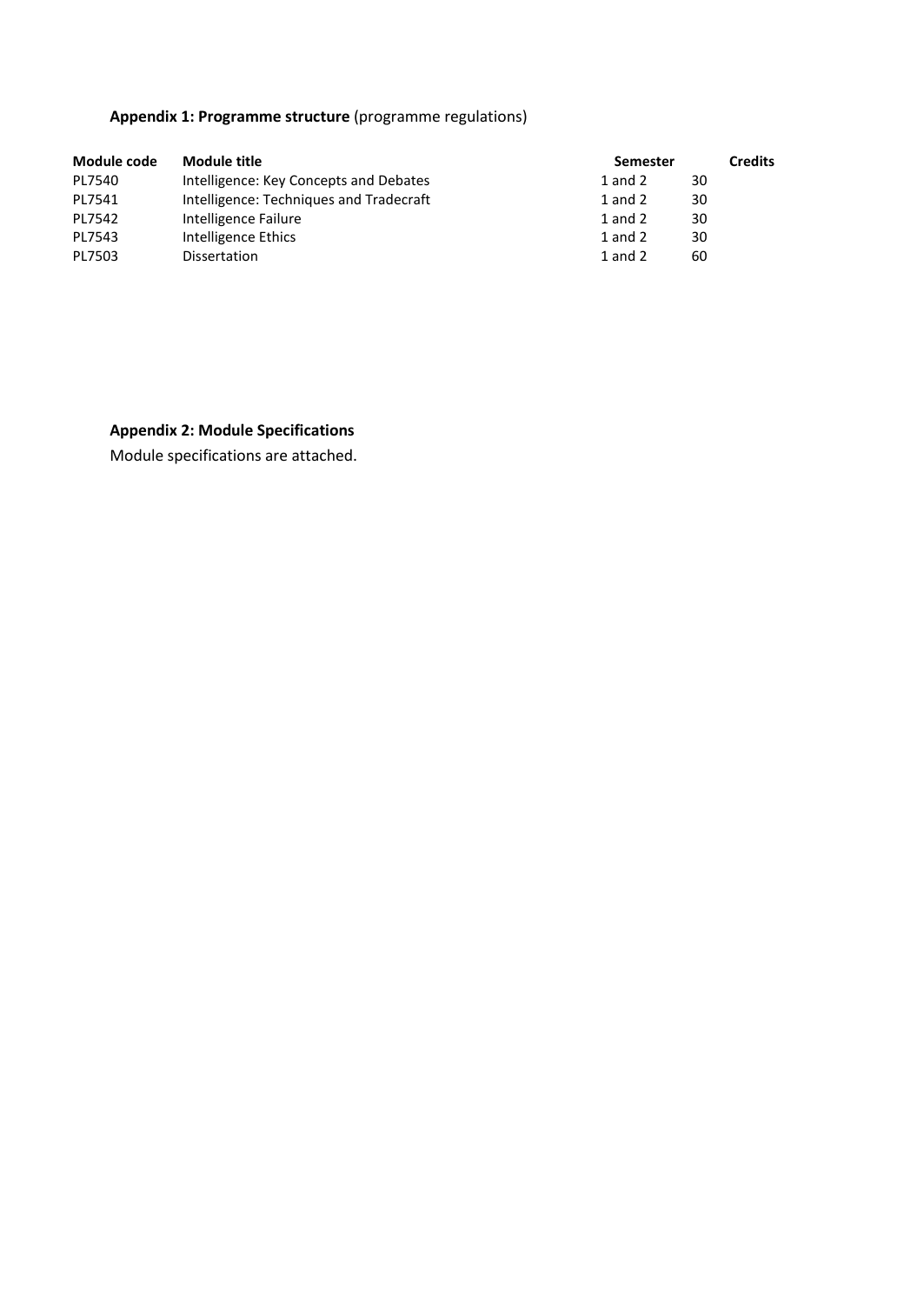**Appendix 1: Programme structure** (programme regulations)

| Module code | Module title | Semester | Credits |
| --- | --- | --- | --- |
| PL7540 | Intelligence: Key Concepts and Debates | 1 and 2 | 30 |
| PL7541 | Intelligence: Techniques and Tradecraft | 1 and 2 | 30 |
| PL7542 | Intelligence Failure | 1 and 2 | 30 |
| PL7543 | Intelligence Ethics | 1 and 2 | 30 |
| PL7503 | Dissertation | 1 and 2 | 60 |

**Appendix 2: Module Specifications**

Module specifications are attached.